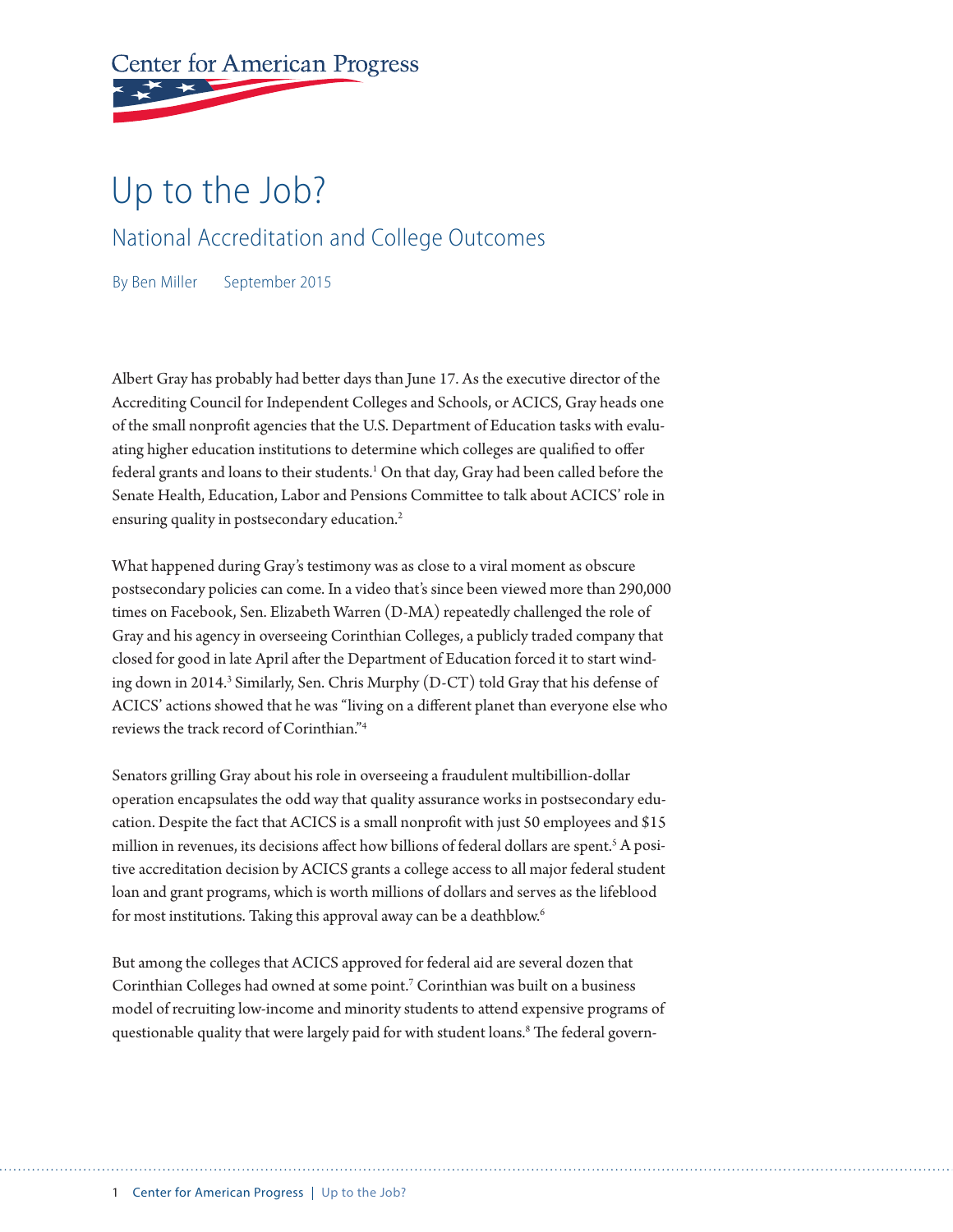Center for American Progress

# Up to the Job?

## National Accreditation and College Outcomes

By Ben Miller September 2015

Albert Gray has probably had better days than June 17. As the executive director of the Accrediting Council for Independent Colleges and Schools, or ACICS, Gray heads one of the small nonprofit agencies that the U.S. Department of Education tasks with evaluating higher education institutions to determine which colleges are qualified to offer federal grants and loans to their students.[1] On that day, Gray had been called before the Senate Health, Education, Labor and Pensions Committee to talk about ACICS' role in ensuring quality in postsecondary education.[2]

What happened during Gray's testimony was as close to a viral moment as obscure postsecondary policies can come. In a video that's since been viewed more than 290,000 times on Facebook, Sen. Elizabeth Warren (D-MA) repeatedly challenged the role of Gray and his agency in overseeing Corinthian Colleges, a publicly traded company that closed for good in late April after the Department of Education forced it to start winding down in 2014.[3] Similarly, Sen. Chris Murphy (D-CT) told Gray that his defense of ACICS' actions showed that he was "living on a different planet than everyone else who reviews the track record of Corinthian."[4]

Senators grilling Gray about his role in overseeing a fraudulent multibillion-dollar operation encapsulates the odd way that quality assurance works in postsecondary education. Despite the fact that ACICS is a small nonprofit with just 50 employees and $15 million in revenues, its decisions affect how billions of federal dollars are spent.[5] A positive accreditation decision by ACICS grants a college access to all major federal student loan and grant programs, which is worth millions of dollars and serves as the lifeblood for most institutions. Taking this approval away can be a deathblow.[6]

But among the colleges that ACICS approved for federal aid are several dozen that Corinthian Colleges had owned at some point.[7] Corinthian was built on a business model of recruiting low-income and minority students to attend expensive programs of questionable quality that were largely paid for with student loans.[8] The federal govern-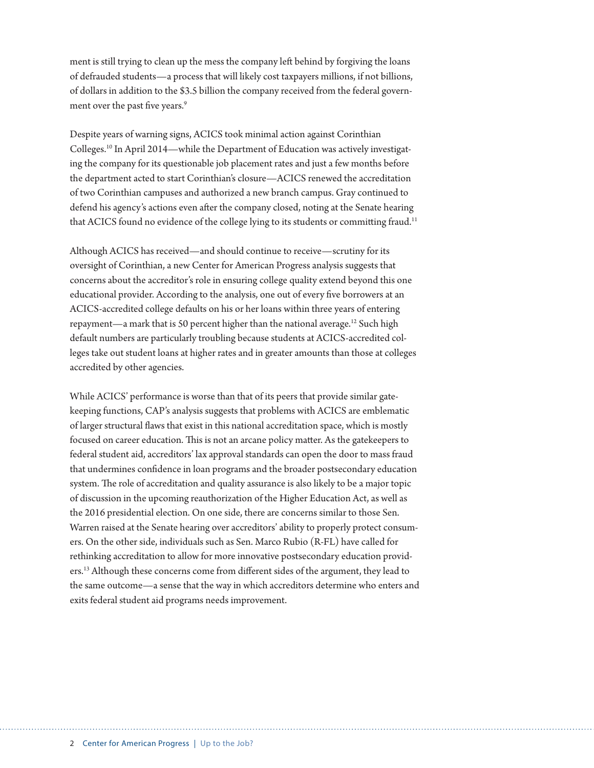ment is still trying to clean up the mess the company left behind by forgiving the loans of defrauded students—a process that will likely cost taxpayers millions, if not billions, of dollars in addition to the $3.5 billion the company received from the federal government over the past five years.[9]

Despite years of warning signs, ACICS took minimal action against Corinthian Colleges.[10] In April 2014—while the Department of Education was actively investigating the company for its questionable job placement rates and just a few months before the department acted to start Corinthian's closure—ACICS renewed the accreditation of two Corinthian campuses and authorized a new branch campus. Gray continued to defend his agency's actions even after the company closed, noting at the Senate hearing that ACICS found no evidence of the college lying to its students or committing fraud.[11]

Although ACICS has received—and should continue to receive—scrutiny for its oversight of Corinthian, a new Center for American Progress analysis suggests that concerns about the accreditor's role in ensuring college quality extend beyond this one educational provider. According to the analysis, one out of every five borrowers at an ACICS-accredited college defaults on his or her loans within three years of entering repayment—a mark that is 50 percent higher than the national average.[12] Such high default numbers are particularly troubling because students at ACICS-accredited colleges take out student loans at higher rates and in greater amounts than those at colleges accredited by other agencies.

While ACICS' performance is worse than that of its peers that provide similar gatekeeping functions, CAP's analysis suggests that problems with ACICS are emblematic of larger structural flaws that exist in this national accreditation space, which is mostly focused on career education. This is not an arcane policy matter. As the gatekeepers to federal student aid, accreditors' lax approval standards can open the door to mass fraud that undermines confidence in loan programs and the broader postsecondary education system. The role of accreditation and quality assurance is also likely to be a major topic of discussion in the upcoming reauthorization of the Higher Education Act, as well as the 2016 presidential election. On one side, there are concerns similar to those Sen. Warren raised at the Senate hearing over accreditors' ability to properly protect consumers. On the other side, individuals such as Sen. Marco Rubio (R-FL) have called for rethinking accreditation to allow for more innovative postsecondary education providers.[13] Although these concerns come from different sides of the argument, they lead to the same outcome—a sense that the way in which accreditors determine who enters and exits federal student aid programs needs improvement.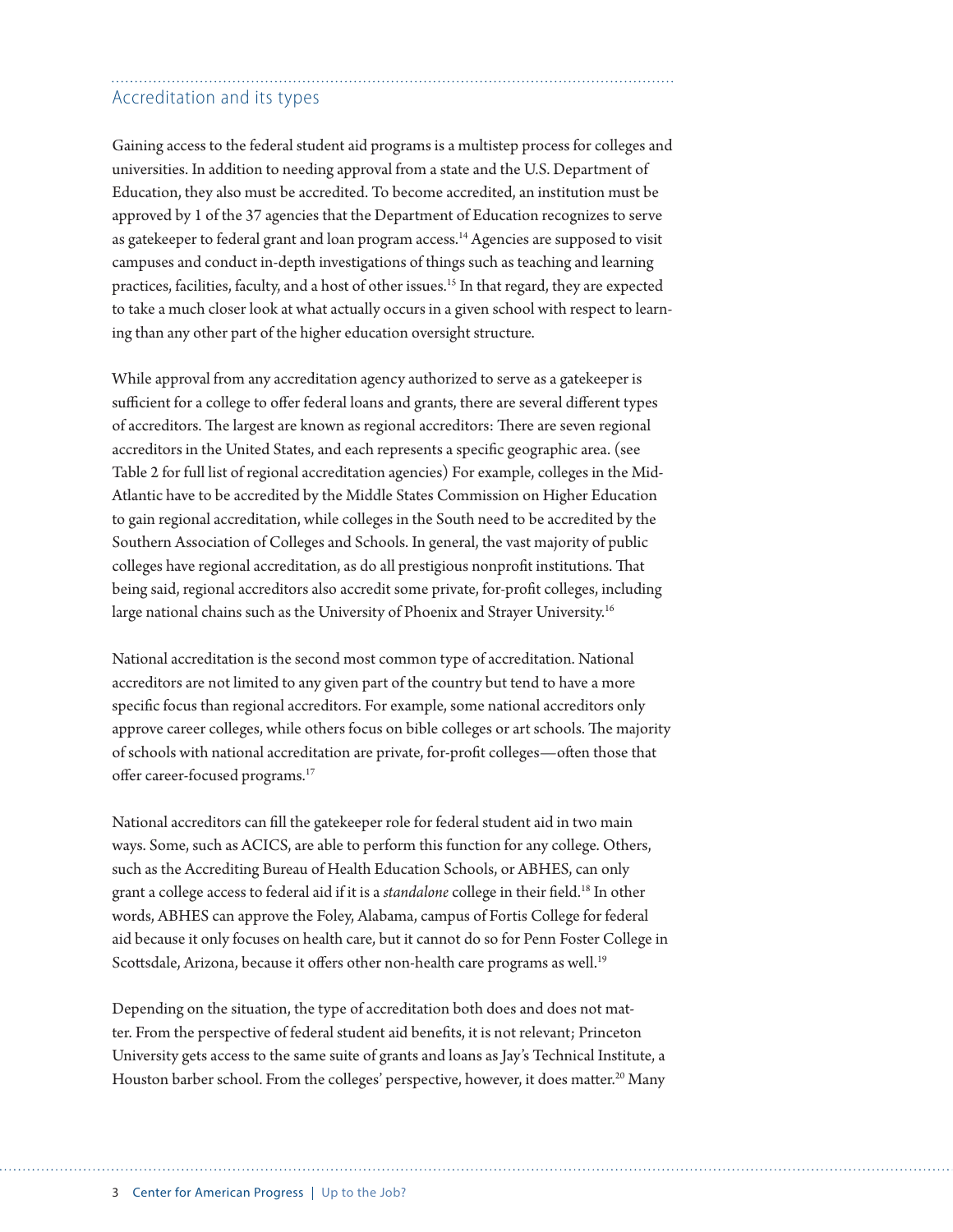## Accreditation and its types

Gaining access to the federal student aid programs is a multistep process for colleges and universities. In addition to needing approval from a state and the U.S. Department of Education, they also must be accredited. To become accredited, an institution must be approved by 1 of the 37 agencies that the Department of Education recognizes to serve as gatekeeper to federal grant and loan program access.[14] Agencies are supposed to visit campuses and conduct in-depth investigations of things such as teaching and learning practices, facilities, faculty, and a host of other issues.[15] In that regard, they are expected to take a much closer look at what actually occurs in a given school with respect to learning than any other part of the higher education oversight structure.

While approval from any accreditation agency authorized to serve as a gatekeeper is sufficient for a college to offer federal loans and grants, there are several different types of accreditors. The largest are known as regional accreditors: There are seven regional accreditors in the United States, and each represents a specific geographic area. (see Table 2 for full list of regional accreditation agencies) For example, colleges in the Mid-Atlantic have to be accredited by the Middle States Commission on Higher Education to gain regional accreditation, while colleges in the South need to be accredited by the Southern Association of Colleges and Schools. In general, the vast majority of public colleges have regional accreditation, as do all prestigious nonprofit institutions. That being said, regional accreditors also accredit some private, for-profit colleges, including large national chains such as the University of Phoenix and Strayer University.[16]

National accreditation is the second most common type of accreditation. National accreditors are not limited to any given part of the country but tend to have a more specific focus than regional accreditors. For example, some national accreditors only approve career colleges, while others focus on bible colleges or art schools. The majority of schools with national accreditation are private, for-profit colleges—often those that offer career-focused programs.[17]

National accreditors can fill the gatekeeper role for federal student aid in two main ways. Some, such as ACICS, are able to perform this function for any college. Others, such as the Accrediting Bureau of Health Education Schools, or ABHES, can only grant a college access to federal aid if it is a *standalone* college in their field.[18] In other words, ABHES can approve the Foley, Alabama, campus of Fortis College for federal aid because it only focuses on health care, but it cannot do so for Penn Foster College in Scottsdale, Arizona, because it offers other non-health care programs as well.[19]

Depending on the situation, the type of accreditation both does and does not matter. From the perspective of federal student aid benefits, it is not relevant; Princeton University gets access to the same suite of grants and loans as Jay's Technical Institute, a Houston barber school. From the colleges' perspective, however, it does matter.[20] Many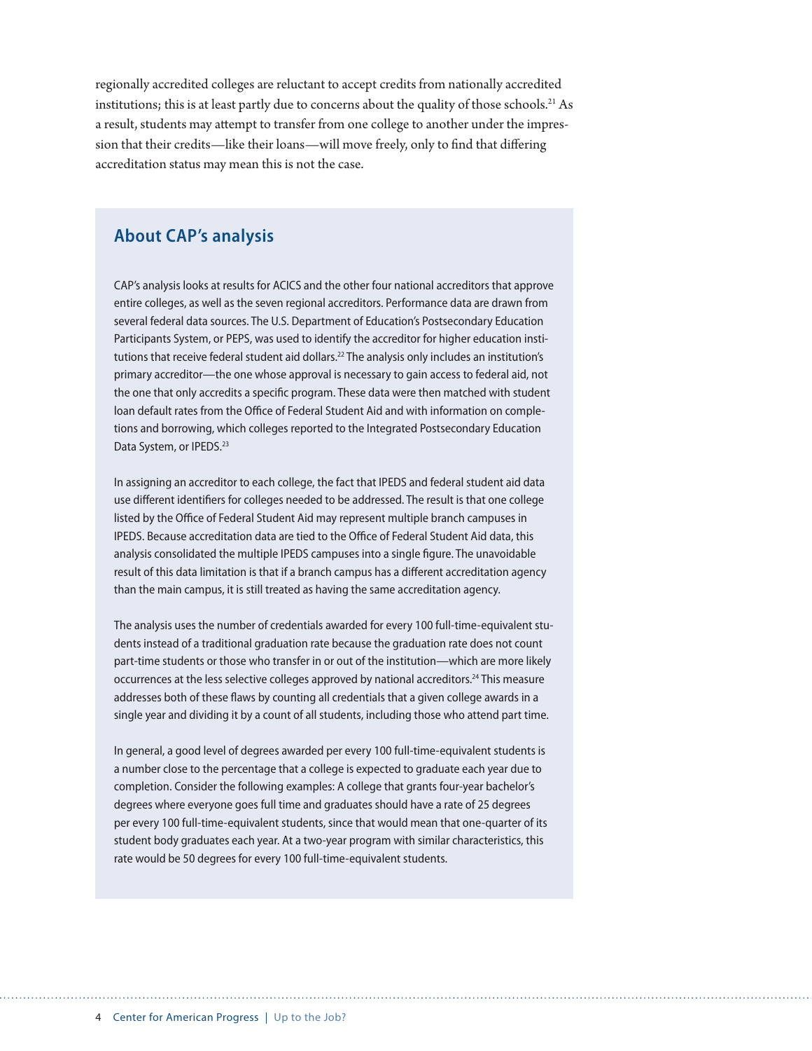regionally accredited colleges are reluctant to accept credits from nationally accredited institutions; this is at least partly due to concerns about the quality of those schools.[21] As a result, students may attempt to transfer from one college to another under the impression that their credits—like their loans—will move freely, only to find that differing accreditation status may mean this is not the case.

## About CAP's analysis

CAP's analysis looks at results for ACICS and the other four national accreditors that approve entire colleges, as well as the seven regional accreditors. Performance data are drawn from several federal data sources. The U.S. Department of Education's Postsecondary Education Participants System, or PEPS, was used to identify the accreditor for higher education institutions that receive federal student aid dollars.[22] The analysis only includes an institution's primary accreditor—the one whose approval is necessary to gain access to federal aid, not the one that only accredits a specific program. These data were then matched with student loan default rates from the Office of Federal Student Aid and with information on completions and borrowing, which colleges reported to the Integrated Postsecondary Education Data System, or IPEDS.[23]

In assigning an accreditor to each college, the fact that IPEDS and federal student aid data use different identifiers for colleges needed to be addressed. The result is that one college listed by the Office of Federal Student Aid may represent multiple branch campuses in IPEDS. Because accreditation data are tied to the Office of Federal Student Aid data, this analysis consolidated the multiple IPEDS campuses into a single figure. The unavoidable result of this data limitation is that if a branch campus has a different accreditation agency than the main campus, it is still treated as having the same accreditation agency.

The analysis uses the number of credentials awarded for every 100 full-time-equivalent students instead of a traditional graduation rate because the graduation rate does not count part-time students or those who transfer in or out of the institution—which are more likely occurrences at the less selective colleges approved by national accreditors.[24] This measure addresses both of these flaws by counting all credentials that a given college awards in a single year and dividing it by a count of all students, including those who attend part time.

In general, a good level of degrees awarded per every 100 full-time-equivalent students is a number close to the percentage that a college is expected to graduate each year due to completion. Consider the following examples: A college that grants four-year bachelor's degrees where everyone goes full time and graduates should have a rate of 25 degrees per every 100 full-time-equivalent students, since that would mean that one-quarter of its student body graduates each year. At a two-year program with similar characteristics, this rate would be 50 degrees for every 100 full-time-equivalent students.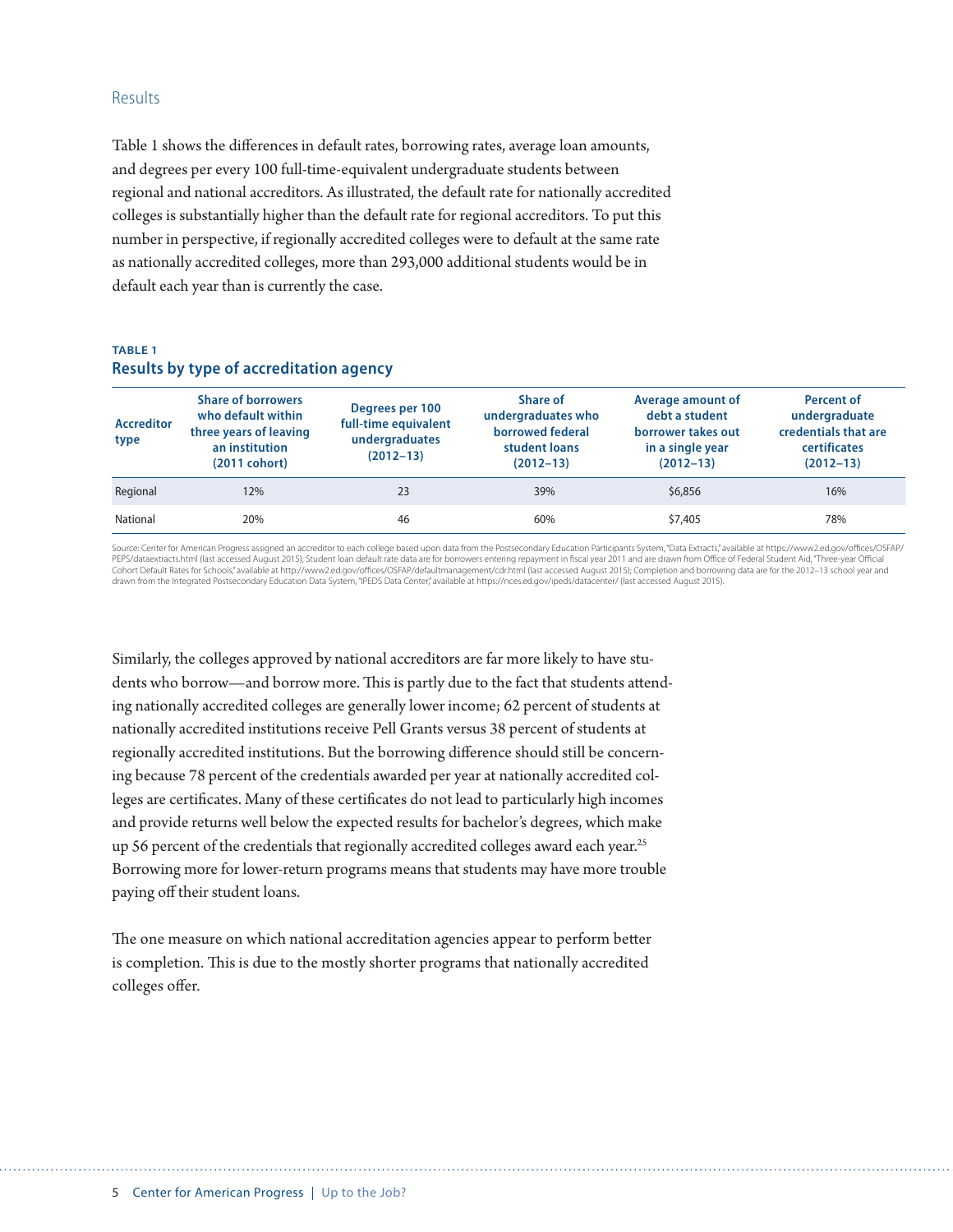## Results

Table 1 shows the differences in default rates, borrowing rates, average loan amounts, and degrees per every 100 full-time-equivalent undergraduate students between regional and national accreditors. As illustrated, the default rate for nationally accredited colleges is substantially higher than the default rate for regional accreditors. To put this number in perspective, if regionally accredited colleges were to default at the same rate as nationally accredited colleges, more than 293,000 additional students would be in default each year than is currently the case.

**TABLE 1**
**Results by type of accreditation agency**

| Accreditor type | Share of borrowers who default within three years of leaving an institution (2011 cohort) | Degrees per 100 full-time equivalent undergraduates (2012–13) | Share of undergraduates who borrowed federal student loans (2012–13) | Average amount of debt a student borrower takes out in a single year (2012–13) | Percent of undergraduate credentials that are certificates (2012–13) |
|---|---|---|---|---|---|
| Regional | 12% | 23 | 39% | $6,856 | 16% |
| National | 20% | 46 | 60% | $7,405 | 78% |

Source: Center for American Progress assigned an accreditor to each college based upon data from the Postsecondary Education Participants System, "Data Extracts," available at https://www2.ed.gov/offices/OSFAP/PEPS/dataextracts.html (last accessed August 2015); Student loan default rate data are for borrowers entering repayment in fiscal year 2011 and are drawn from Office of Federal Student Aid, "Three-year Official Cohort Default Rates for Schools," available at http://www2.ed.gov/offices/OSFAP/defaultmanagement/cdr.html (last accessed August 2015); Completion and borrowing data are for the 2012–13 school year and drawn from the Integrated Postsecondary Education Data System, "IPEDS Data Center," available at https://nces.ed.gov/ipeds/datacenter/ (last accessed August 2015).

Similarly, the colleges approved by national accreditors are far more likely to have students who borrow—and borrow more. This is partly due to the fact that students attending nationally accredited colleges are generally lower income; 62 percent of students at nationally accredited institutions receive Pell Grants versus 38 percent of students at regionally accredited institutions. But the borrowing difference should still be concerning because 78 percent of the credentials awarded per year at nationally accredited colleges are certificates. Many of these certificates do not lead to particularly high incomes and provide returns well below the expected results for bachelor's degrees, which make up 56 percent of the credentials that regionally accredited colleges award each year.[25] Borrowing more for lower-return programs means that students may have more trouble paying off their student loans.

The one measure on which national accreditation agencies appear to perform better is completion. This is due to the mostly shorter programs that nationally accredited colleges offer.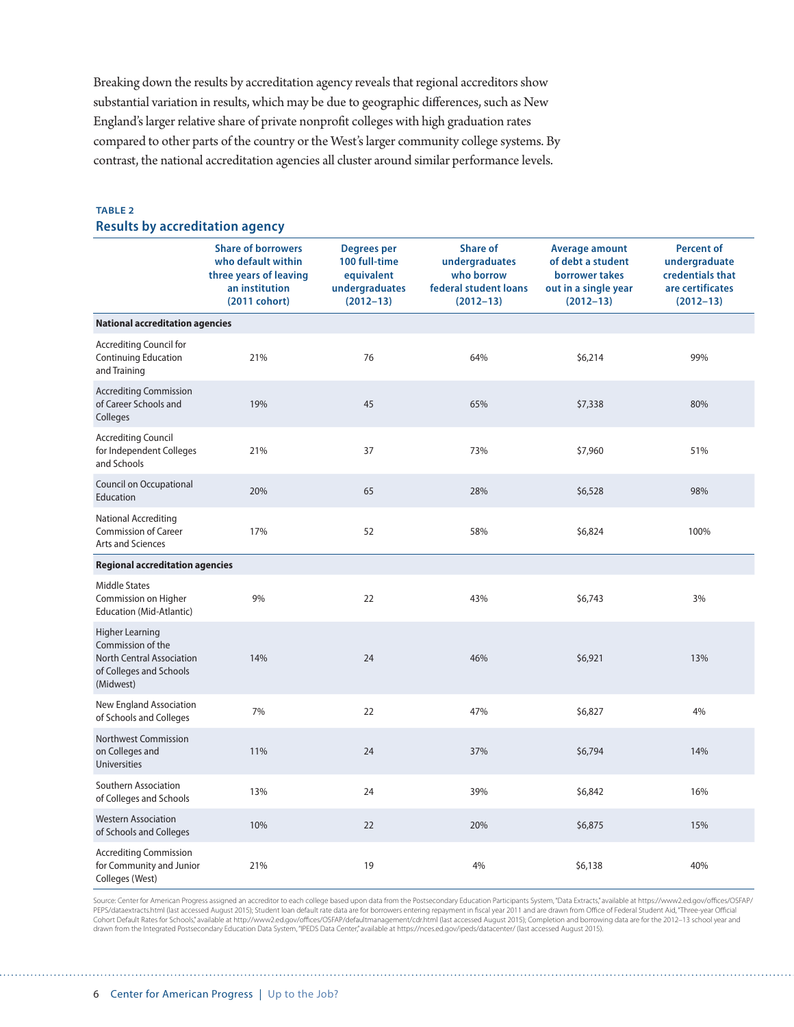Breaking down the results by accreditation agency reveals that regional accreditors show substantial variation in results, which may be due to geographic differences, such as New England's larger relative share of private nonprofit colleges with high graduation rates compared to other parts of the country or the West's larger community college systems. By contrast, the national accreditation agencies all cluster around similar performance levels.

**TABLE 2**

### Results by accreditation agency

| | Share of borrowers who default within three years of leaving an institution (2011 cohort) | Degrees per 100 full-time equivalent undergraduates (2012–13) | Share of undergraduates who borrow federal student loans (2012–13) | Average amount of debt a student borrower takes out in a single year (2012–13) | Percent of undergraduate credentials that are certificates (2012–13) |
|---|---|---|---|---|---|
| **National accreditation agencies** | | | | | |
| Accrediting Council for Continuing Education and Training | 21% | 76 | 64% | $6,214 | 99% |
| Accrediting Commission of Career Schools and Colleges | 19% | 45 | 65% | $7,338 | 80% |
| Accrediting Council for Independent Colleges and Schools | 21% | 37 | 73% | $7,960 | 51% |
| Council on Occupational Education | 20% | 65 | 28% | $6,528 | 98% |
| National Accrediting Commission of Career Arts and Sciences | 17% | 52 | 58% | $6,824 | 100% |
| **Regional accreditation agencies** | | | | | |
| Middle States Commission on Higher Education (Mid-Atlantic) | 9% | 22 | 43% | $6,743 | 3% |
| Higher Learning Commission of the North Central Association of Colleges and Schools (Midwest) | 14% | 24 | 46% | $6,921 | 13% |
| New England Association of Schools and Colleges | 7% | 22 | 47% | $6,827 | 4% |
| Northwest Commission on Colleges and Universities | 11% | 24 | 37% | $6,794 | 14% |
| Southern Association of Colleges and Schools | 13% | 24 | 39% | $6,842 | 16% |
| Western Association of Schools and Colleges | 10% | 22 | 20% | $6,875 | 15% |
| Accrediting Commission for Community and Junior Colleges (West) | 21% | 19 | 4% | $6,138 | 40% |

Source: Center for American Progress assigned an accreditor to each college based upon data from the Postsecondary Education Participants System, "Data Extracts," available at https://www2.ed.gov/offices/OSFAP/PEPS/dataextracts.html (last accessed August 2015); Student loan default rate data are for borrowers entering repayment in fiscal year 2011 and are drawn from Office of Federal Student Aid, "Three-year Official Cohort Default Rates for Schools," available at http://www2.ed.gov/offices/OSFAP/defaultmanagement/cdr.html (last accessed August 2015); Completion and borrowing data are for the 2012–13 school year and drawn from the Integrated Postsecondary Education Data System, "IPEDS Data Center," available at https://nces.ed.gov/ipeds/datacenter/ (last accessed August 2015).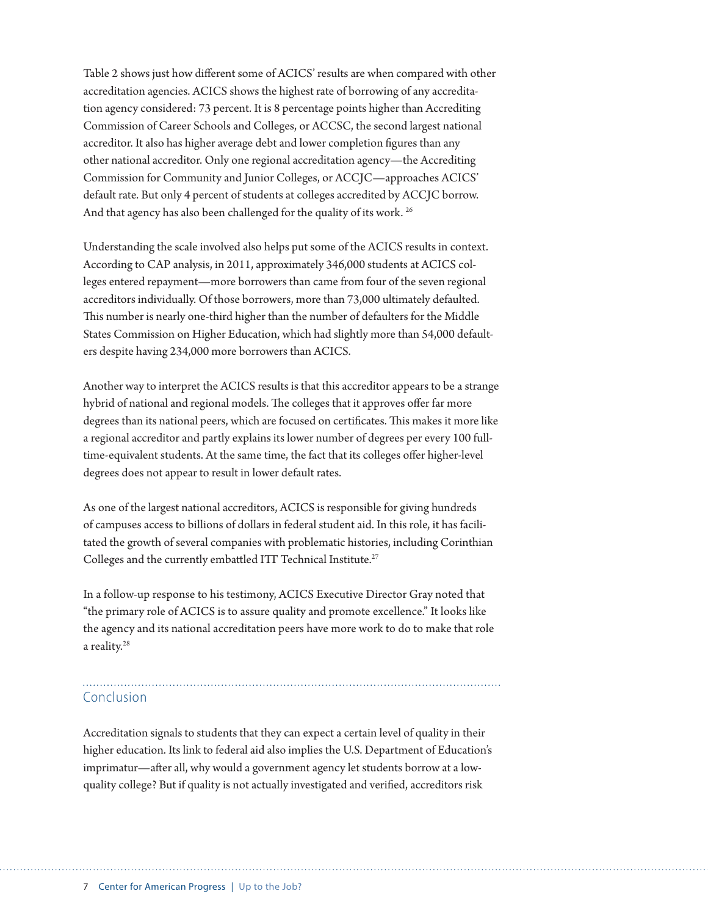Table 2 shows just how different some of ACICS' results are when compared with other accreditation agencies. ACICS shows the highest rate of borrowing of any accreditation agency considered: 73 percent. It is 8 percentage points higher than Accrediting Commission of Career Schools and Colleges, or ACCSC, the second largest national accreditor. It also has higher average debt and lower completion figures than any other national accreditor. Only one regional accreditation agency—the Accrediting Commission for Community and Junior Colleges, or ACCJC—approaches ACICS' default rate. But only 4 percent of students at colleges accredited by ACCJC borrow. And that agency has also been challenged for the quality of its work. [26]

Understanding the scale involved also helps put some of the ACICS results in context. According to CAP analysis, in 2011, approximately 346,000 students at ACICS colleges entered repayment—more borrowers than came from four of the seven regional accreditors individually. Of those borrowers, more than 73,000 ultimately defaulted. This number is nearly one-third higher than the number of defaulters for the Middle States Commission on Higher Education, which had slightly more than 54,000 defaulters despite having 234,000 more borrowers than ACICS.

Another way to interpret the ACICS results is that this accreditor appears to be a strange hybrid of national and regional models. The colleges that it approves offer far more degrees than its national peers, which are focused on certificates. This makes it more like a regional accreditor and partly explains its lower number of degrees per every 100 full-time-equivalent students. At the same time, the fact that its colleges offer higher-level degrees does not appear to result in lower default rates.

As one of the largest national accreditors, ACICS is responsible for giving hundreds of campuses access to billions of dollars in federal student aid. In this role, it has facilitated the growth of several companies with problematic histories, including Corinthian Colleges and the currently embattled ITT Technical Institute.[27]

In a follow-up response to his testimony, ACICS Executive Director Gray noted that "the primary role of ACICS is to assure quality and promote excellence." It looks like the agency and its national accreditation peers have more work to do to make that role a reality.[28]

## Conclusion

Accreditation signals to students that they can expect a certain level of quality in their higher education. Its link to federal aid also implies the U.S. Department of Education's imprimatur—after all, why would a government agency let students borrow at a low-quality college? But if quality is not actually investigated and verified, accreditors risk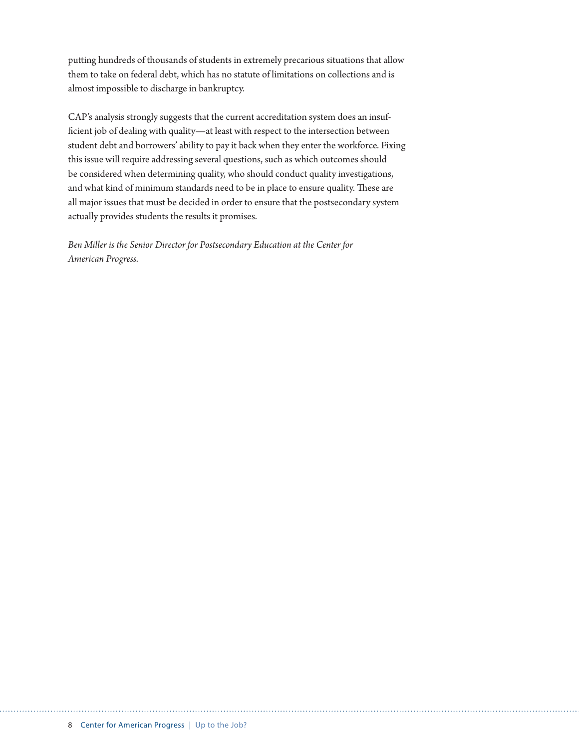putting hundreds of thousands of students in extremely precarious situations that allow them to take on federal debt, which has no statute of limitations on collections and is almost impossible to discharge in bankruptcy.

CAP's analysis strongly suggests that the current accreditation system does an insufficient job of dealing with quality—at least with respect to the intersection between student debt and borrowers' ability to pay it back when they enter the workforce. Fixing this issue will require addressing several questions, such as which outcomes should be considered when determining quality, who should conduct quality investigations, and what kind of minimum standards need to be in place to ensure quality. These are all major issues that must be decided in order to ensure that the postsecondary system actually provides students the results it promises.

*Ben Miller is the Senior Director for Postsecondary Education at the Center for American Progress.*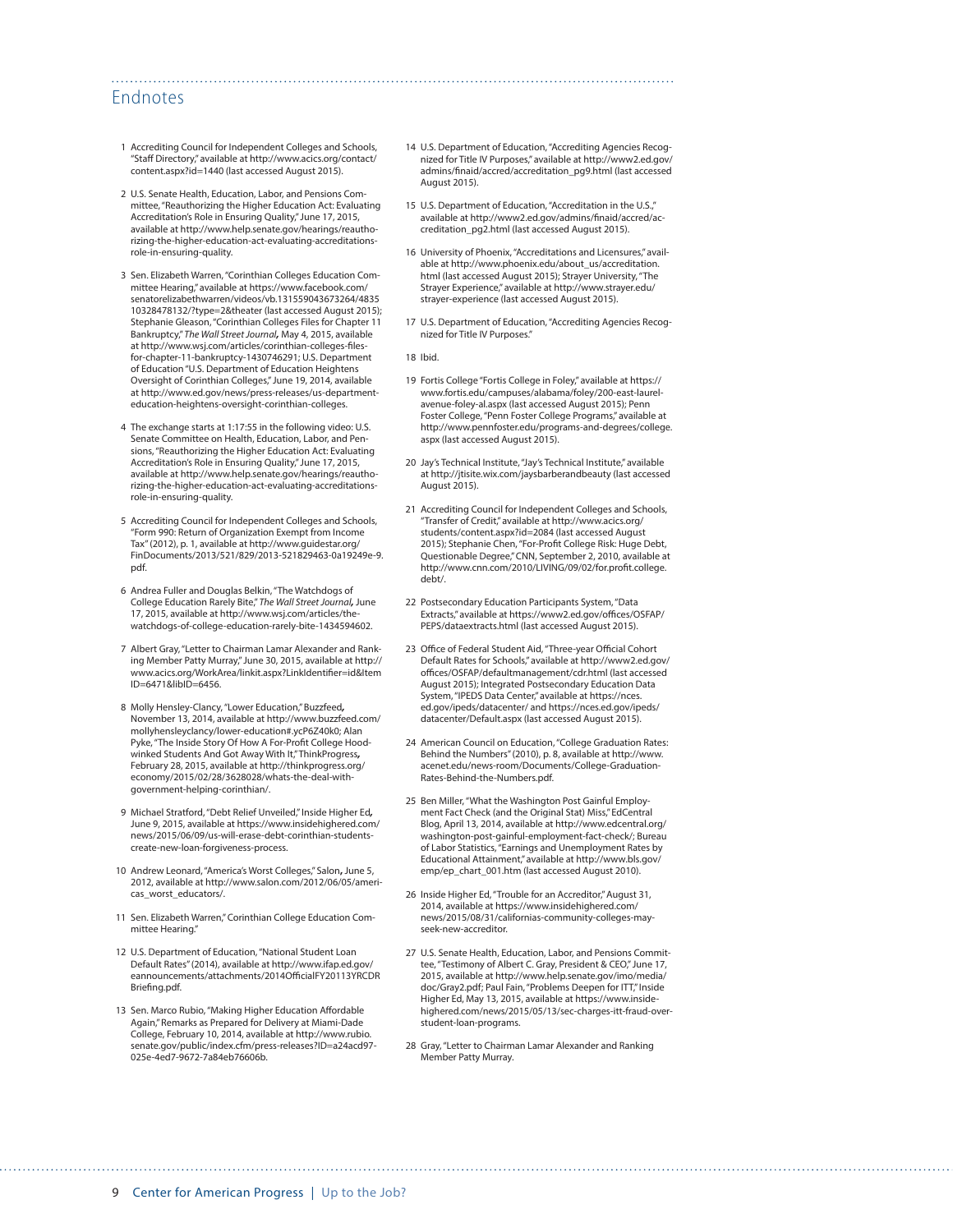## Endnotes

1. Accrediting Council for Independent Colleges and Schools, "Staff Directory," available at http://www.acics.org/contact/content.aspx?id=1440 (last accessed August 2015).

2. U.S. Senate Health, Education, Labor, and Pensions Committee, "Reauthorizing the Higher Education Act: Evaluating Accreditation's Role in Ensuring Quality," June 17, 2015, available at http://www.help.senate.gov/hearings/reauthorizing-the-higher-education-act-evaluating-accreditations-role-in-ensuring-quality.

3. Sen. Elizabeth Warren, "Corinthian Colleges Education Committee Hearing," available at https://www.facebook.com/senatorelizabethwarren/videos/vb.131559043673264/483510328478132/?type=2&theater (last accessed August 2015); Stephanie Gleason, "Corinthian Colleges Files for Chapter 11 Bankruptcy," *The Wall Street Journal*, May 4, 2015, available at http://www.wsj.com/articles/corinthian-colleges-files-for-chapter-11-bankruptcy-1430746291; U.S. Department of Education "U.S. Department of Education Heightens Oversight of Corinthian Colleges," June 19, 2014, available at http://www.ed.gov/news/press-releases/us-department-education-heightens-oversight-corinthian-colleges.

4. The exchange starts at 1:17:55 in the following video: U.S. Senate Committee on Health, Education, Labor, and Pensions, "Reauthorizing the Higher Education Act: Evaluating Accreditation's Role in Ensuring Quality," June 17, 2015, available at http://www.help.senate.gov/hearings/reauthorizing-the-higher-education-act-evaluating-accreditations-role-in-ensuring-quality.

5. Accrediting Council for Independent Colleges and Schools, "Form 990: Return of Organization Exempt from Income Tax" (2012), p. 1, available at http://www.guidestar.org/FinDocuments/2013/521/829/2013-521829463-0a19249e-9.pdf.

6. Andrea Fuller and Douglas Belkin, "The Watchdogs of College Education Rarely Bite," *The Wall Street Journal*, June 17, 2015, available at http://www.wsj.com/articles/the-watchdogs-of-college-education-rarely-bite-1434594602.

7. Albert Gray, "Letter to Chairman Lamar Alexander and Ranking Member Patty Murray," June 30, 2015, available at http://www.acics.org/WorkArea/linkit.aspx?LinkIdentifier=id&ItemID=6471&libID=6456.

8. Molly Hensley-Clancy, "Lower Education," Buzzfeed, November 13, 2014, available at http://www.buzzfeed.com/mollyhensleyclancy/lower-education#.ycP6Z40k0; Alan Pyke, "The Inside Story Of How A For-Profit College Hoodwinked Students And Got Away With It," ThinkProgress, February 28, 2015, available at http://thinkprogress.org/economy/2015/02/28/3628028/whats-the-deal-with-government-helping-corinthian/.

9. Michael Stratford, "Debt Relief Unveiled," Inside Higher Ed, June 9, 2015, available at https://www.insidehighered.com/news/2015/06/09/us-will-erase-debt-corinthian-students-create-new-loan-forgiveness-process.

10. Andrew Leonard, "America's Worst Colleges," Salon, June 5, 2012, available at http://www.salon.com/2012/06/05/americas_worst_educators/.

11. Sen. Elizabeth Warren," Corinthian College Education Committee Hearing."

12. U.S. Department of Education, "National Student Loan Default Rates" (2014), available at http://www.ifap.ed.gov/eannouncements/attachments/2014OfficialFY20113YRCDRBriefing.pdf.

13. Sen. Marco Rubio, "Making Higher Education Affordable Again," Remarks as Prepared for Delivery at Miami-Dade College, February 10, 2014, available at http://www.rubio.senate.gov/public/index.cfm/press-releases?ID=a24acd97-025e-4ed7-9672-7a84eb76606b.

14. U.S. Department of Education, "Accrediting Agencies Recognized for Title IV Purposes," available at http://www2.ed.gov/admins/finaid/accred/accreditation_pg9.html (last accessed August 2015).

15. U.S. Department of Education, "Accreditation in the U.S.," available at http://www2.ed.gov/admins/finaid/accred/accreditation_pg2.html (last accessed August 2015).

16. University of Phoenix, "Accreditations and Licensures," available at http://www.phoenix.edu/about_us/accreditation.html (last accessed August 2015); Strayer University, "The Strayer Experience," available at http://www.strayer.edu/strayer-experience (last accessed August 2015).

17. U.S. Department of Education, "Accrediting Agencies Recognized for Title IV Purposes."

18. Ibid.

19. Fortis College "Fortis College in Foley," available at https://www.fortis.edu/campuses/alabama/foley/200-east-laurel-avenue-foley-al.aspx (last accessed August 2015); Penn Foster College, "Penn Foster College Programs," available at http://www.pennfoster.edu/programs-and-degrees/college.aspx (last accessed August 2015).

20. Jay's Technical Institute, "Jay's Technical Institute," available at http://jtisite.wix.com/jaysbarberandbeauty (last accessed August 2015).

21. Accrediting Council for Independent Colleges and Schools, "Transfer of Credit," available at http://www.acics.org/students/content.aspx?id=2084 (last accessed August 2015); Stephanie Chen, "For-Profit College Risk: Huge Debt, Questionable Degree," CNN, September 2, 2010, available at http://www.cnn.com/2010/LIVING/09/02/for.profit.college.debt/.

22. Postsecondary Education Participants System, "Data Extracts," available at https://www2.ed.gov/offices/OSFAP/PEPS/dataextracts.html (last accessed August 2015).

23. Office of Federal Student Aid, "Three-year Official Cohort Default Rates for Schools," available at http://www2.ed.gov/offices/OSFAP/defaultmanagement/cdr.html (last accessed August 2015); Integrated Postsecondary Education Data System, "IPEDS Data Center," available at https://nces.ed.gov/ipeds/datacenter/ and https://nces.ed.gov/ipeds/datacenter/Default.aspx (last accessed August 2015).

24. American Council on Education, "College Graduation Rates: Behind the Numbers" (2010), p. 8, available at http://www.acenet.edu/news-room/Documents/College-Graduation-Rates-Behind-the-Numbers.pdf.

25. Ben Miller, "What the Washington Post Gainful Employment Fact Check (and the Original Stat) Miss," EdCentral Blog, April 13, 2014, available at http://www.edcentral.org/washington-post-gainful-employment-fact-check/; Bureau of Labor Statistics, "Earnings and Unemployment Rates by Educational Attainment," available at http://www.bls.gov/emp/ep_chart_001.htm (last accessed August 2010).

26. Inside Higher Ed, "Trouble for an Accreditor," August 31, 2014, available at https://www.insidehighered.com/news/2015/08/31/californias-community-colleges-may-seek-new-accreditor.

27. U.S. Senate Health, Education, Labor, and Pensions Committee, "Testimony of Albert C. Gray, President & CEO," June 17, 2015, available at http://www.help.senate.gov/imo/media/doc/Gray2.pdf; Paul Fain, "Problems Deepen for ITT," Inside Higher Ed, May 13, 2015, available at https://www.insidehighered.com/news/2015/05/13/sec-charges-itt-fraud-over-student-loan-programs.

28. Gray, "Letter to Chairman Lamar Alexander and Ranking Member Patty Murray."